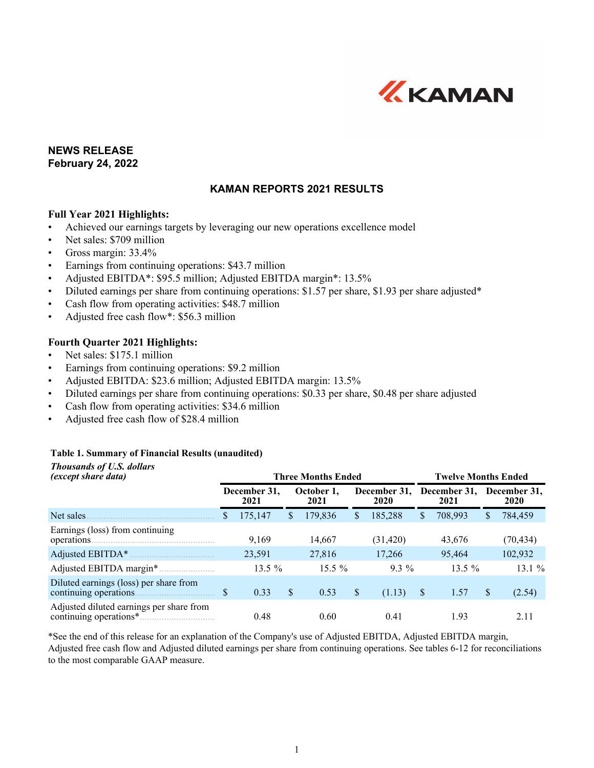**NEWS RELEASE**
**February 24, 2022**

## KAMAN REPORTS 2021 RESULTS

**Full Year 2021 Highlights:**

- Achieved our earnings targets by leveraging our new operations excellence model
- Net sales: $709 million
- Gross margin: 33.4%
- Earnings from continuing operations: $43.7 million
- Adjusted EBITDA*: $95.5 million; Adjusted EBITDA margin*: 13.5%
- Diluted earnings per share from continuing operations: $1.57 per share, $1.93 per share adjusted*
- Cash flow from operating activities: $48.7 million
- Adjusted free cash flow*: $56.3 million

**Fourth Quarter 2021 Highlights:**

- Net sales: $175.1 million
- Earnings from continuing operations: $9.2 million
- Adjusted EBITDA: $23.6 million; Adjusted EBITDA margin: 13.5%
- Diluted earnings per share from continuing operations: $0.33 per share, $0.48 per share adjusted
- Cash flow from operating activities: $34.6 million
- Adjusted free cash flow of $28.4 million

**Table 1. Summary of Financial Results (unaudited)**

| ***Thousands of U.S. dollars (except share data)*** | **Three Months Ended** | | | **Twelve Months Ended** | |
|---|---|---|---|---|---|
| | **December 31, 2021** | **October 1, 2021** | **December 31, 2020** | **December 31, 2021** | **December 31, 2020** |
| Net sales | $ 175,147 | $ 179,836 | $ 185,288 | $ 708,993 | $ 784,459 |
| Earnings (loss) from continuing operations | 9,169 | 14,667 | (31,420) | 43,676 | (70,434) |
| Adjusted EBITDA* | 23,591 | 27,816 | 17,266 | 95,464 | 102,932 |
| Adjusted EBITDA margin* | 13.5 % | 15.5 % | 9.3 % | 13.5 % | 13.1 % |
| Diluted earnings (loss) per share from continuing operations | $ 0.33 | $ 0.53 | $ (1.13) | $ 1.57 | $ (2.54) |
| Adjusted diluted earnings per share from continuing operations* | 0.48 | 0.60 | 0.41 | 1.93 | 2.11 |

*See the end of this release for an explanation of the Company's use of Adjusted EBITDA, Adjusted EBITDA margin, Adjusted free cash flow and Adjusted diluted earnings per share from continuing operations. See tables 6-12 for reconciliations to the most comparable GAAP measure.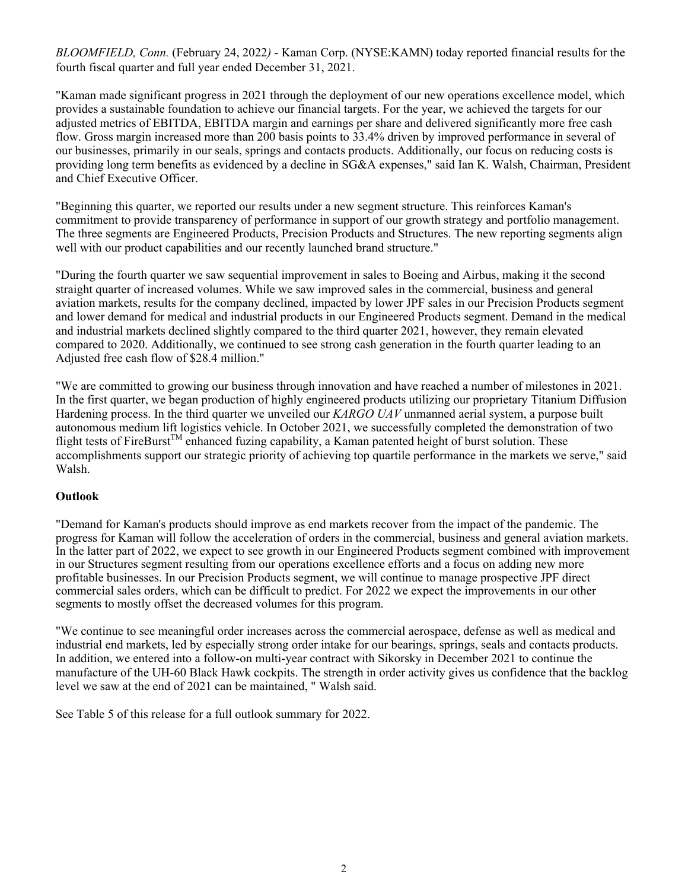*BLOOMFIELD, Conn.* (February 24, 2022*)* - Kaman Corp. (NYSE:KAMN) today reported financial results for the fourth fiscal quarter and full year ended December 31, 2021.

"Kaman made significant progress in 2021 through the deployment of our new operations excellence model, which provides a sustainable foundation to achieve our financial targets. For the year, we achieved the targets for our adjusted metrics of EBITDA, EBITDA margin and earnings per share and delivered significantly more free cash flow. Gross margin increased more than 200 basis points to 33.4% driven by improved performance in several of our businesses, primarily in our seals, springs and contacts products. Additionally, our focus on reducing costs is providing long term benefits as evidenced by a decline in SG&A expenses," said Ian K. Walsh, Chairman, President and Chief Executive Officer.

"Beginning this quarter, we reported our results under a new segment structure. This reinforces Kaman's commitment to provide transparency of performance in support of our growth strategy and portfolio management. The three segments are Engineered Products, Precision Products and Structures. The new reporting segments align well with our product capabilities and our recently launched brand structure."

"During the fourth quarter we saw sequential improvement in sales to Boeing and Airbus, making it the second straight quarter of increased volumes. While we saw improved sales in the commercial, business and general aviation markets, results for the company declined, impacted by lower JPF sales in our Precision Products segment and lower demand for medical and industrial products in our Engineered Products segment. Demand in the medical and industrial markets declined slightly compared to the third quarter 2021, however, they remain elevated compared to 2020. Additionally, we continued to see strong cash generation in the fourth quarter leading to an Adjusted free cash flow of $28.4 million."

"We are committed to growing our business through innovation and have reached a number of milestones in 2021. In the first quarter, we began production of highly engineered products utilizing our proprietary Titanium Diffusion Hardening process. In the third quarter we unveiled our *KARGO UAV* unmanned aerial system, a purpose built autonomous medium lift logistics vehicle. In October 2021, we successfully completed the demonstration of two flight tests of FireBurst™ enhanced fuzing capability, a Kaman patented height of burst solution. These accomplishments support our strategic priority of achieving top quartile performance in the markets we serve," said Walsh.

**Outlook**

"Demand for Kaman's products should improve as end markets recover from the impact of the pandemic. The progress for Kaman will follow the acceleration of orders in the commercial, business and general aviation markets. In the latter part of 2022, we expect to see growth in our Engineered Products segment combined with improvement in our Structures segment resulting from our operations excellence efforts and a focus on adding new more profitable businesses. In our Precision Products segment, we will continue to manage prospective JPF direct commercial sales orders, which can be difficult to predict. For 2022 we expect the improvements in our other segments to mostly offset the decreased volumes for this program.

"We continue to see meaningful order increases across the commercial aerospace, defense as well as medical and industrial end markets, led by especially strong order intake for our bearings, springs, seals and contacts products. In addition, we entered into a follow-on multi-year contract with Sikorsky in December 2021 to continue the manufacture of the UH-60 Black Hawk cockpits. The strength in order activity gives us confidence that the backlog level we saw at the end of 2021 can be maintained, " Walsh said.

See Table 5 of this release for a full outlook summary for 2022.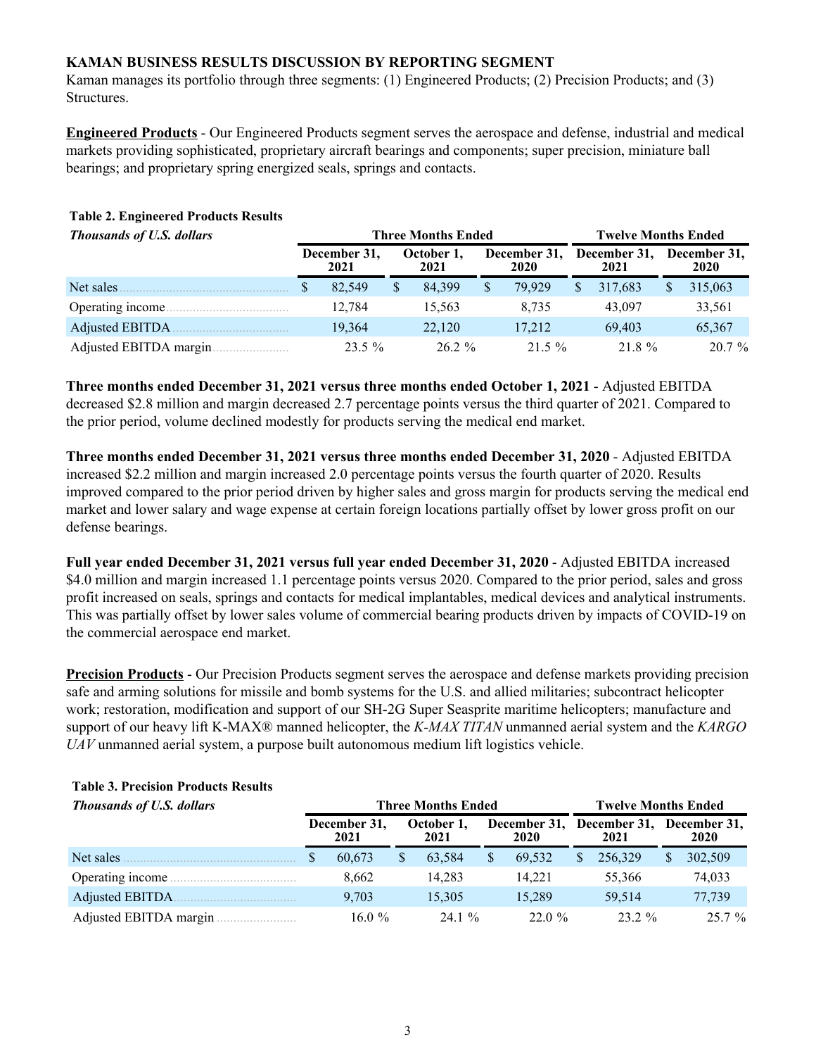### KAMAN BUSINESS RESULTS DISCUSSION BY REPORTING SEGMENT

Kaman manages its portfolio through three segments: (1) Engineered Products; (2) Precision Products; and (3) Structures.

**Engineered Products** - Our Engineered Products segment serves the aerospace and defense, industrial and medical markets providing sophisticated, proprietary aircraft bearings and components; super precision, miniature ball bearings; and proprietary spring energized seals, springs and contacts.

**Table 2. Engineered Products Results**

| *Thousands of U.S. dollars* | Three Months Ended | | | Twelve Months Ended | |
|---|---|---|---|---|---|
| | December 31, 2021 | October 1, 2021 | December 31, 2020 | December 31, 2021 | December 31, 2020 |
| Net sales | $ 82,549 | $ 84,399 | $ 79,929 | $ 317,683 | $ 315,063 |
| Operating income | 12,784 | 15,563 | 8,735 | 43,097 | 33,561 |
| Adjusted EBITDA | 19,364 | 22,120 | 17,212 | 69,403 | 65,367 |
| Adjusted EBITDA margin | 23.5 % | 26.2 % | 21.5 % | 21.8 % | 20.7 % |

**Three months ended December 31, 2021 versus three months ended October 1, 2021** - Adjusted EBITDA decreased $2.8 million and margin decreased 2.7 percentage points versus the third quarter of 2021. Compared to the prior period, volume declined modestly for products serving the medical end market.

**Three months ended December 31, 2021 versus three months ended December 31, 2020** - Adjusted EBITDA increased $2.2 million and margin increased 2.0 percentage points versus the fourth quarter of 2020. Results improved compared to the prior period driven by higher sales and gross margin for products serving the medical end market and lower salary and wage expense at certain foreign locations partially offset by lower gross profit on our defense bearings.

**Full year ended December 31, 2021 versus full year ended December 31, 2020** - Adjusted EBITDA increased $4.0 million and margin increased 1.1 percentage points versus 2020. Compared to the prior period, sales and gross profit increased on seals, springs and contacts for medical implantables, medical devices and analytical instruments. This was partially offset by lower sales volume of commercial bearing products driven by impacts of COVID-19 on the commercial aerospace end market.

**Precision Products** - Our Precision Products segment serves the aerospace and defense markets providing precision safe and arming solutions for missile and bomb systems for the U.S. and allied militaries; subcontract helicopter work; restoration, modification and support of our SH-2G Super Seasprite maritime helicopters; manufacture and support of our heavy lift K-MAX® manned helicopter, the *K-MAX TITAN* unmanned aerial system and the *KARGO UAV* unmanned aerial system, a purpose built autonomous medium lift logistics vehicle.

**Table 3. Precision Products Results**

| *Thousands of U.S. dollars* | Three Months Ended | | | Twelve Months Ended | |
|---|---|---|---|---|---|
| | December 31, 2021 | October 1, 2021 | December 31, 2020 | December 31, 2021 | December 31, 2020 |
| Net sales | $ 60,673 | $ 63,584 | $ 69,532 | $ 256,329 | $ 302,509 |
| Operating income | 8,662 | 14,283 | 14,221 | 55,366 | 74,033 |
| Adjusted EBITDA | 9,703 | 15,305 | 15,289 | 59,514 | 77,739 |
| Adjusted EBITDA margin | 16.0 % | 24.1 % | 22.0 % | 23.2 % | 25.7 % |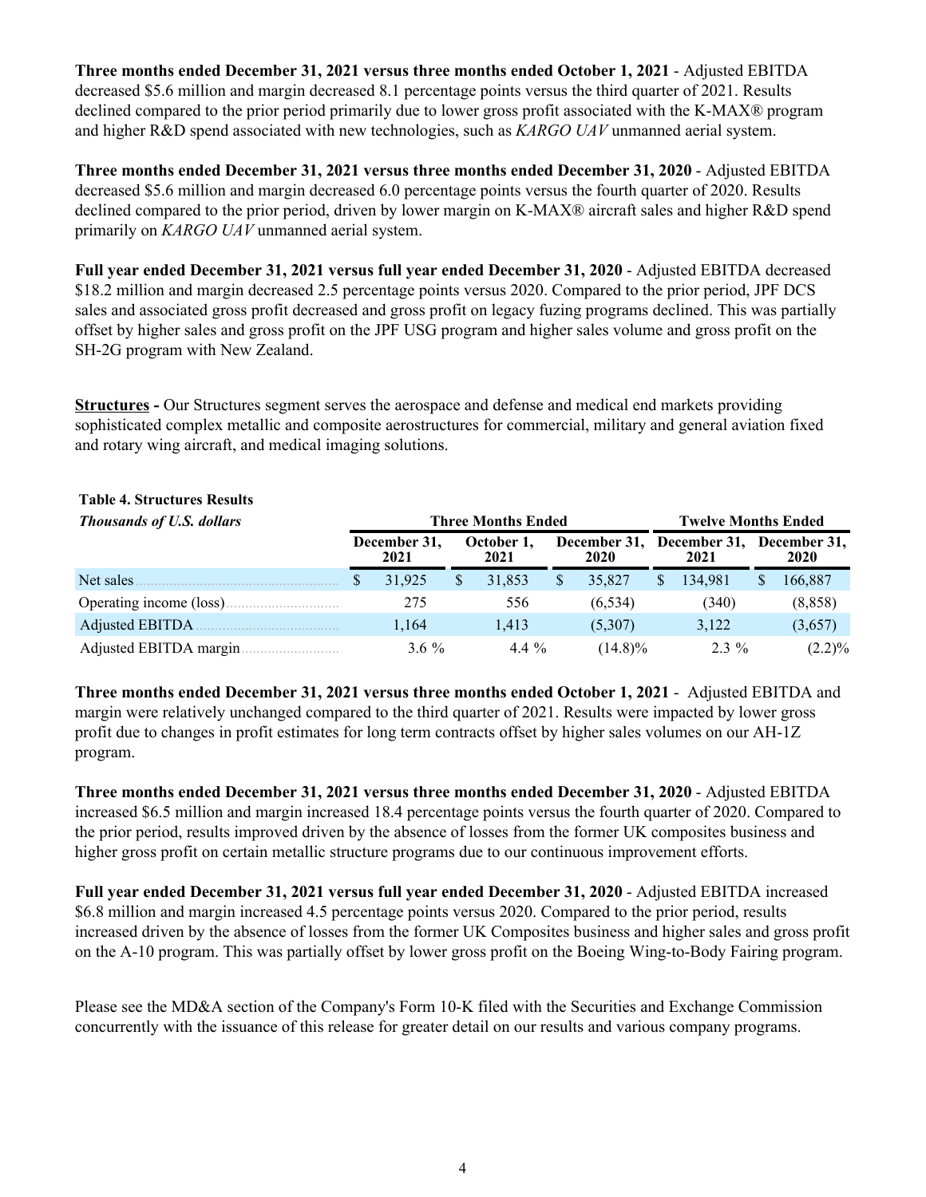**Three months ended December 31, 2021 versus three months ended October 1, 2021** - Adjusted EBITDA decreased \$5.6 million and margin decreased 8.1 percentage points versus the third quarter of 2021. Results declined compared to the prior period primarily due to lower gross profit associated with the K-MAX® program and higher R&D spend associated with new technologies, such as *KARGO UAV* unmanned aerial system.

**Three months ended December 31, 2021 versus three months ended December 31, 2020** - Adjusted EBITDA decreased \$5.6 million and margin decreased 6.0 percentage points versus the fourth quarter of 2020. Results declined compared to the prior period, driven by lower margin on K-MAX® aircraft sales and higher R&D spend primarily on *KARGO UAV* unmanned aerial system.

**Full year ended December 31, 2021 versus full year ended December 31, 2020** - Adjusted EBITDA decreased \$18.2 million and margin decreased 2.5 percentage points versus 2020. Compared to the prior period, JPF DCS sales and associated gross profit decreased and gross profit on legacy fuzing programs declined. This was partially offset by higher sales and gross profit on the JPF USG program and higher sales volume and gross profit on the SH-2G program with New Zealand.

**Structures -** Our Structures segment serves the aerospace and defense and medical end markets providing sophisticated complex metallic and composite aerostructures for commercial, military and general aviation fixed and rotary wing aircraft, and medical imaging solutions.

**Table 4. Structures Results**

| *Thousands of U.S. dollars* | Three Months Ended | | | Twelve Months Ended | |
|---|---|---|---|---|---|
| | December 31, 2021 | October 1, 2021 | December 31, 2020 | December 31, 2021 | December 31, 2020 |
| Net sales | $ 31,925 | $ 31,853 | $ 35,827 | $ 134,981 | $ 166,887 |
| Operating income (loss) | 275 | 556 | (6,534) | (340) | (8,858) |
| Adjusted EBITDA | 1,164 | 1,413 | (5,307) | 3,122 | (3,657) |
| Adjusted EBITDA margin | 3.6 % | 4.4 % | (14.8)% | 2.3 % | (2.2)% |

**Three months ended December 31, 2021 versus three months ended October 1, 2021** - Adjusted EBITDA and margin were relatively unchanged compared to the third quarter of 2021. Results were impacted by lower gross profit due to changes in profit estimates for long term contracts offset by higher sales volumes on our AH-1Z program.

**Three months ended December 31, 2021 versus three months ended December 31, 2020** - Adjusted EBITDA increased \$6.5 million and margin increased 18.4 percentage points versus the fourth quarter of 2020. Compared to the prior period, results improved driven by the absence of losses from the former UK composites business and higher gross profit on certain metallic structure programs due to our continuous improvement efforts.

**Full year ended December 31, 2021 versus full year ended December 31, 2020** - Adjusted EBITDA increased \$6.8 million and margin increased 4.5 percentage points versus 2020. Compared to the prior period, results increased driven by the absence of losses from the former UK Composites business and higher sales and gross profit on the A-10 program. This was partially offset by lower gross profit on the Boeing Wing-to-Body Fairing program.

Please see the MD&A section of the Company's Form 10-K filed with the Securities and Exchange Commission concurrently with the issuance of this release for greater detail on our results and various company programs.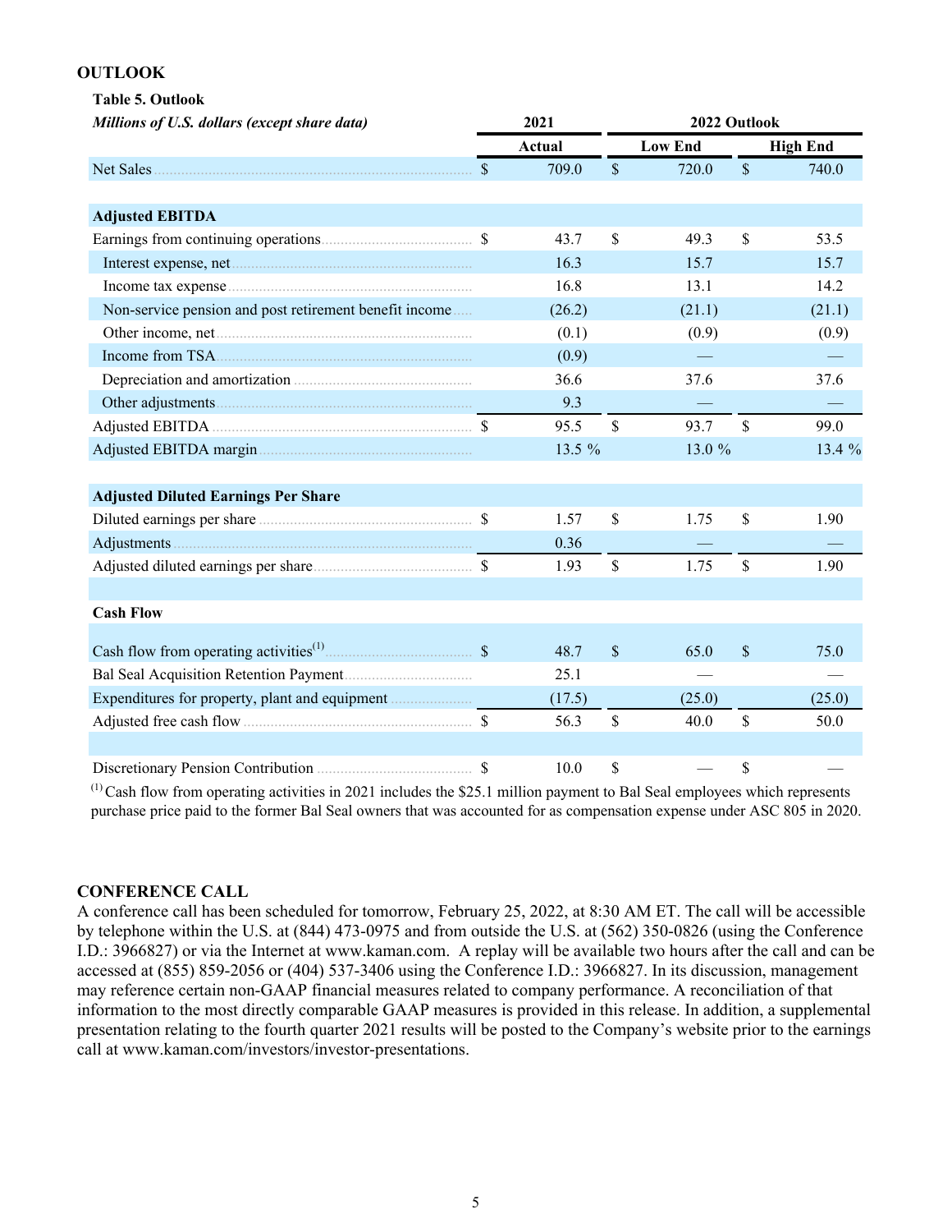## OUTLOOK

**Table 5. Outlook**

| ***Millions of U.S. dollars (except share data)*** | **2021** | **2022 Outlook** | |
|---|---|---|---|
| | **Actual** | **Low End** | **High End** |
| Net Sales | $ 709.0 | $ 720.0 | $ 740.0 |
| | | | |
| **Adjusted EBITDA** | | | |
| Earnings from continuing operations | $ 43.7 | $ 49.3 | $ 53.5 |
| Interest expense, net | 16.3 | 15.7 | 15.7 |
| Income tax expense | 16.8 | 13.1 | 14.2 |
| Non-service pension and post retirement benefit income | (26.2) | (21.1) | (21.1) |
| Other income, net | (0.1) | (0.9) | (0.9) |
| Income from TSA | (0.9) | — | — |
| Depreciation and amortization | 36.6 | 37.6 | 37.6 |
| Other adjustments | 9.3 | — | — |
| Adjusted EBITDA | $ 95.5 | $ 93.7 | $ 99.0 |
| Adjusted EBITDA margin | 13.5 % | 13.0 % | 13.4 % |
| | | | |
| **Adjusted Diluted Earnings Per Share** | | | |
| Diluted earnings per share | $ 1.57 | $ 1.75 | $ 1.90 |
| Adjustments | 0.36 | — | — |
| Adjusted diluted earnings per share | $ 1.93 | $ 1.75 | $ 1.90 |
| | | | |
| **Cash Flow** | | | |
| Cash flow from operating activities[1] | $ 48.7 | $ 65.0 | $ 75.0 |
| Bal Seal Acquisition Retention Payment | 25.1 | — | — |
| Expenditures for property, plant and equipment | (17.5) | (25.0) | (25.0) |
| Adjusted free cash flow | $ 56.3 | $ 40.0 | $ 50.0 |
| | | | |
| Discretionary Pension Contribution | $ 10.0 | $ — | $ — |

[1] Cash flow from operating activities in 2021 includes the $25.1 million payment to Bal Seal employees which represents purchase price paid to the former Bal Seal owners that was accounted for as compensation expense under ASC 805 in 2020.

## CONFERENCE CALL

A conference call has been scheduled for tomorrow, February 25, 2022, at 8:30 AM ET. The call will be accessible by telephone within the U.S. at (844) 473-0975 and from outside the U.S. at (562) 350-0826 (using the Conference I.D.: 3966827) or via the Internet at www.kaman.com. A replay will be available two hours after the call and can be accessed at (855) 859-2056 or (404) 537-3406 using the Conference I.D.: 3966827. In its discussion, management may reference certain non-GAAP financial measures related to company performance. A reconciliation of that information to the most directly comparable GAAP measures is provided in this release. In addition, a supplemental presentation relating to the fourth quarter 2021 results will be posted to the Company's website prior to the earnings call at www.kaman.com/investors/investor-presentations.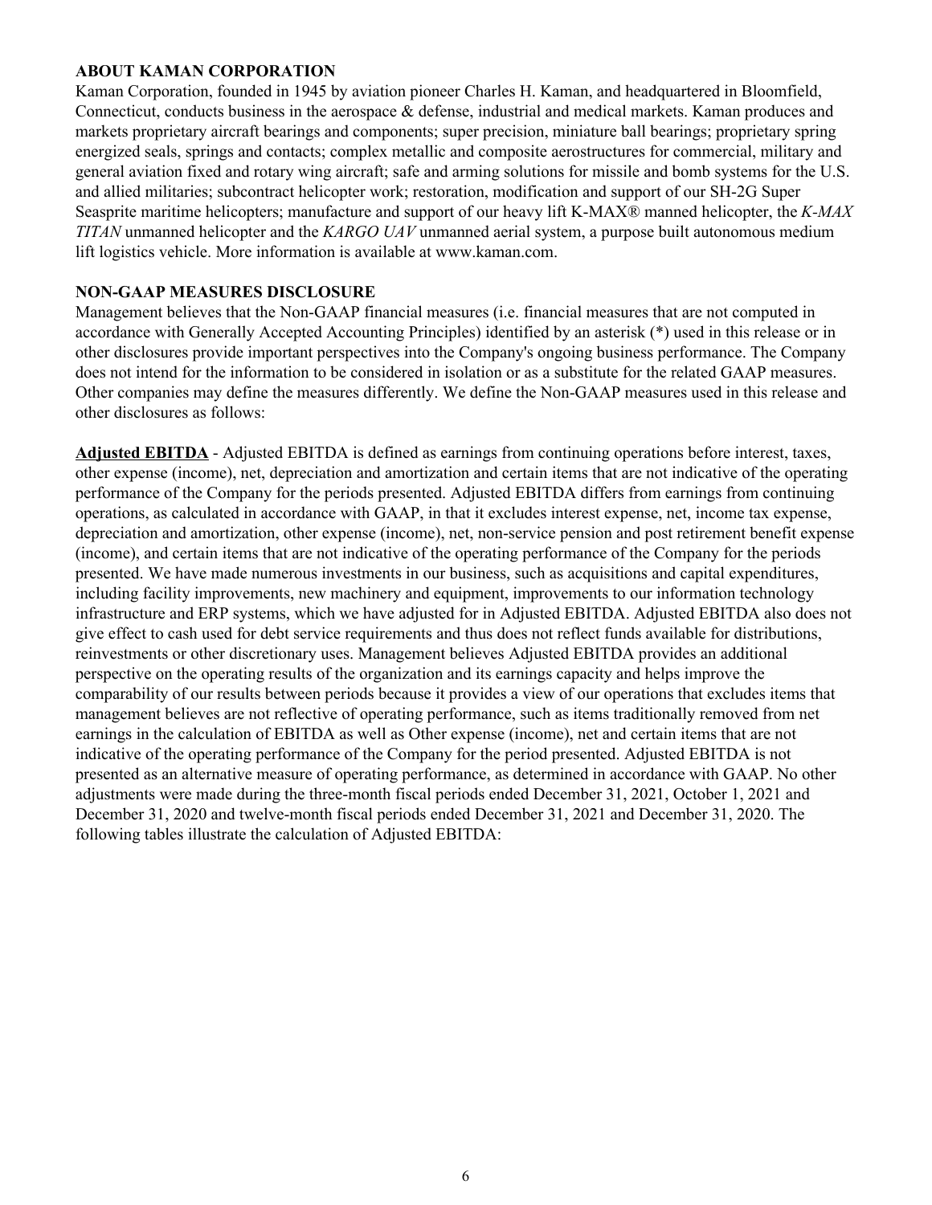**ABOUT KAMAN CORPORATION**
Kaman Corporation, founded in 1945 by aviation pioneer Charles H. Kaman, and headquartered in Bloomfield, Connecticut, conducts business in the aerospace & defense, industrial and medical markets. Kaman produces and markets proprietary aircraft bearings and components; super precision, miniature ball bearings; proprietary spring energized seals, springs and contacts; complex metallic and composite aerostructures for commercial, military and general aviation fixed and rotary wing aircraft; safe and arming solutions for missile and bomb systems for the U.S. and allied militaries; subcontract helicopter work; restoration, modification and support of our SH-2G Super Seasprite maritime helicopters; manufacture and support of our heavy lift K-MAX® manned helicopter, the *K-MAX TITAN* unmanned helicopter and the *KARGO UAV* unmanned aerial system, a purpose built autonomous medium lift logistics vehicle. More information is available at www.kaman.com.

**NON-GAAP MEASURES DISCLOSURE**
Management believes that the Non-GAAP financial measures (i.e. financial measures that are not computed in accordance with Generally Accepted Accounting Principles) identified by an asterisk (*) used in this release or in other disclosures provide important perspectives into the Company's ongoing business performance. The Company does not intend for the information to be considered in isolation or as a substitute for the related GAAP measures. Other companies may define the measures differently. We define the Non-GAAP measures used in this release and other disclosures as follows:

**Adjusted EBITDA** - Adjusted EBITDA is defined as earnings from continuing operations before interest, taxes, other expense (income), net, depreciation and amortization and certain items that are not indicative of the operating performance of the Company for the periods presented. Adjusted EBITDA differs from earnings from continuing operations, as calculated in accordance with GAAP, in that it excludes interest expense, net, income tax expense, depreciation and amortization, other expense (income), net, non-service pension and post retirement benefit expense (income), and certain items that are not indicative of the operating performance of the Company for the periods presented. We have made numerous investments in our business, such as acquisitions and capital expenditures, including facility improvements, new machinery and equipment, improvements to our information technology infrastructure and ERP systems, which we have adjusted for in Adjusted EBITDA. Adjusted EBITDA also does not give effect to cash used for debt service requirements and thus does not reflect funds available for distributions, reinvestments or other discretionary uses. Management believes Adjusted EBITDA provides an additional perspective on the operating results of the organization and its earnings capacity and helps improve the comparability of our results between periods because it provides a view of our operations that excludes items that management believes are not reflective of operating performance, such as items traditionally removed from net earnings in the calculation of EBITDA as well as Other expense (income), net and certain items that are not indicative of the operating performance of the Company for the period presented. Adjusted EBITDA is not presented as an alternative measure of operating performance, as determined in accordance with GAAP. No other adjustments were made during the three-month fiscal periods ended December 31, 2021, October 1, 2021 and December 31, 2020 and twelve-month fiscal periods ended December 31, 2021 and December 31, 2020. The following tables illustrate the calculation of Adjusted EBITDA: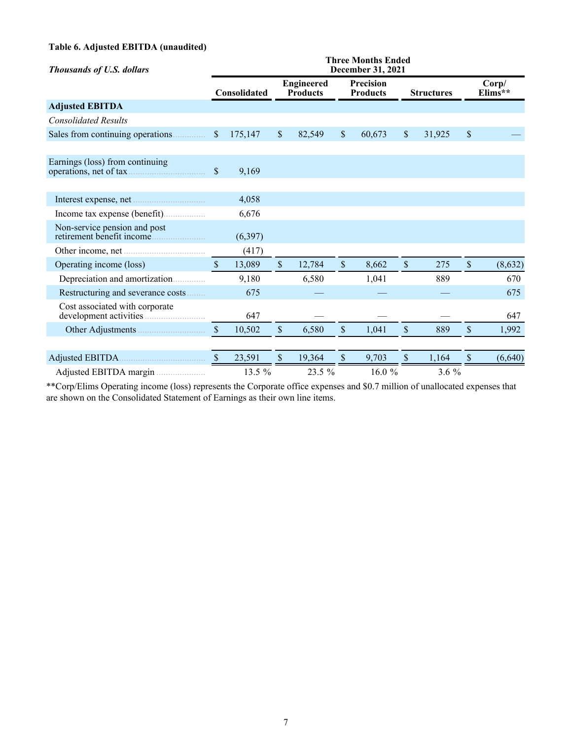**Table 6. Adjusted EBITDA (unaudited)**

| *Thousands of U.S. dollars* | Three Months Ended December 31, 2021 | | | | |
|---|---|---|---|---|---|
| | Consolidated | Engineered Products | Precision Products | Structures | Corp/ Elims** |
| **Adjusted EBITDA** | | | | | |
| *Consolidated Results* | | | | | |
| Sales from continuing operations | $ 175,147 | $ 82,549 | $ 60,673 | $ 31,925 | $ — |
| | | | | | |
| Earnings (loss) from continuing operations, net of tax | $ 9,169 | | | | |
| | | | | | |
| Interest expense, net | 4,058 | | | | |
| Income tax expense (benefit) | 6,676 | | | | |
| Non-service pension and post retirement benefit income | (6,397) | | | | |
| Other income, net | (417) | | | | |
| Operating income (loss) | $ 13,089 | $ 12,784 | $ 8,662 | $ 275 | $ (8,632) |
| Depreciation and amortization | 9,180 | 6,580 | 1,041 | 889 | 670 |
| Restructuring and severance costs | 675 | — | — | — | 675 |
| Cost associated with corporate development activities | 647 | — | — | — | 647 |
| Other Adjustments | $ 10,502 | $ 6,580 | $ 1,041 | $ 889 | $ 1,992 |
| | | | | | |
| Adjusted EBITDA | $ 23,591 | $ 19,364 | $ 9,703 | $ 1,164 | $ (6,640) |
| Adjusted EBITDA margin | 13.5 % | 23.5 % | 16.0 % | 3.6 % | |

**Corp/Elims Operating income (loss) represents the Corporate office expenses and $0.7 million of unallocated expenses that are shown on the Consolidated Statement of Earnings as their own line items.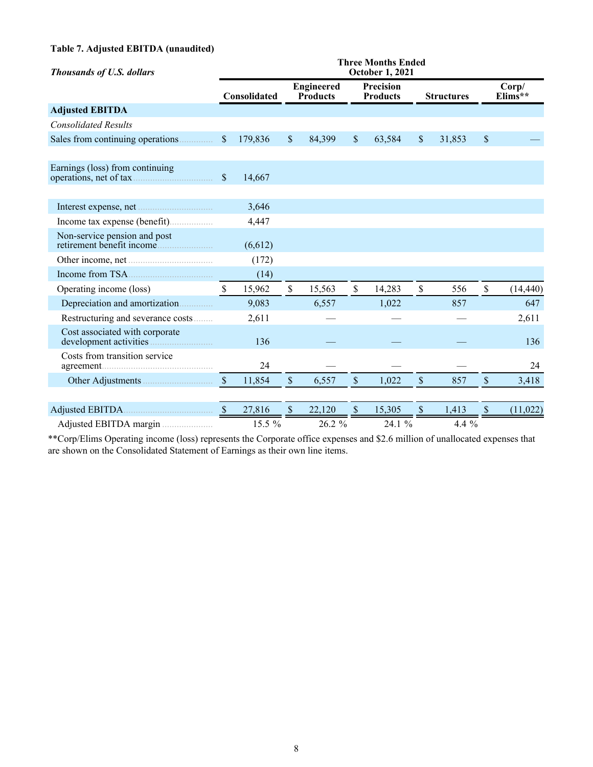**Table 7. Adjusted EBITDA (unaudited)**

| *Thousands of U.S. dollars* | Three Months Ended October 1, 2021 | | | | |
|---|---|---|---|---|---|
| | Consolidated | Engineered Products | Precision Products | Structures | Corp/ Elims** |
| **Adjusted EBITDA** | | | | | |
| *Consolidated Results* | | | | | |
| Sales from continuing operations | $ 179,836 | $ 84,399 | $ 63,584 | $ 31,853 | $ — |
| | | | | | |
| Earnings (loss) from continuing operations, net of tax | $ 14,667 | | | | |
| | | | | | |
| Interest expense, net | 3,646 | | | | |
| Income tax expense (benefit) | 4,447 | | | | |
| Non-service pension and post retirement benefit income | (6,612) | | | | |
| Other income, net | (172) | | | | |
| Income from TSA | (14) | | | | |
| Operating income (loss) | $ 15,962 | $ 15,563 | $ 14,283 | $ 556 | $ (14,440) |
| Depreciation and amortization | 9,083 | 6,557 | 1,022 | 857 | 647 |
| Restructuring and severance costs | 2,611 | — | — | — | 2,611 |
| Cost associated with corporate development activities | 136 | — | — | — | 136 |
| Costs from transition service agreement | 24 | — | — | — | 24 |
| Other Adjustments | $ 11,854 | $ 6,557 | $ 1,022 | $ 857 | $ 3,418 |
| | | | | | |
| Adjusted EBITDA | $ 27,816 | $ 22,120 | $ 15,305 | $ 1,413 | $ (11,022) |
| Adjusted EBITDA margin | 15.5 % | 26.2 % | 24.1 % | 4.4 % | |

**Corp/Elims Operating income (loss) represents the Corporate office expenses and $2.6 million of unallocated expenses that are shown on the Consolidated Statement of Earnings as their own line items.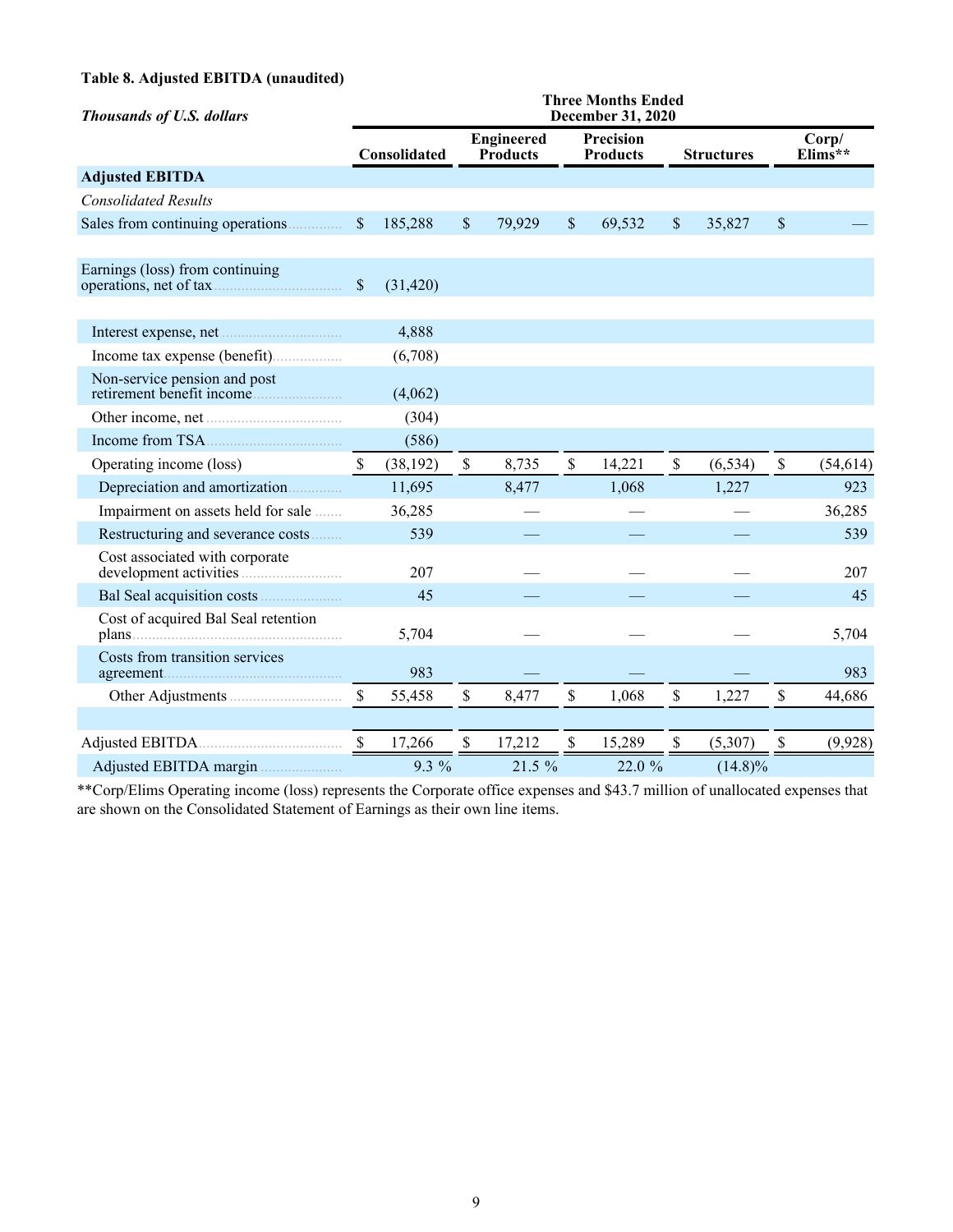**Table 8. Adjusted EBITDA (unaudited)**

| *Thousands of U.S. dollars* | Three Months Ended December 31, 2020 | | | | |
|---|---|---|---|---|---|
| | Consolidated | Engineered Products | Precision Products | Structures | Corp/ Elims** |
| **Adjusted EBITDA** | | | | | |
| *Consolidated Results* | | | | | |
| Sales from continuing operations | $ 185,288 | $ 79,929 | $ 69,532 | $ 35,827 | $ — |
| | | | | | |
| Earnings (loss) from continuing operations, net of tax | $ (31,420) | | | | |
| | | | | | |
| Interest expense, net | 4,888 | | | | |
| Income tax expense (benefit) | (6,708) | | | | |
| Non-service pension and post retirement benefit income | (4,062) | | | | |
| Other income, net | (304) | | | | |
| Income from TSA | (586) | | | | |
| Operating income (loss) | $ (38,192) | $ 8,735 | $ 14,221 | $ (6,534) | $ (54,614) |
| Depreciation and amortization | 11,695 | 8,477 | 1,068 | 1,227 | 923 |
| Impairment on assets held for sale | 36,285 | — | — | — | 36,285 |
| Restructuring and severance costs | 539 | — | — | — | 539 |
| Cost associated with corporate development activities | 207 | — | — | — | 207 |
| Bal Seal acquisition costs | 45 | — | — | — | 45 |
| Cost of acquired Bal Seal retention plans | 5,704 | — | — | — | 5,704 |
| Costs from transition services agreement | 983 | — | — | — | 983 |
| Other Adjustments | $ 55,458 | $ 8,477 | $ 1,068 | $ 1,227 | $ 44,686 |
| | | | | | |
| Adjusted EBITDA | $ 17,266 | $ 17,212 | $ 15,289 | $ (5,307) | $ (9,928) |
| Adjusted EBITDA margin | 9.3 % | 21.5 % | 22.0 % | (14.8)% | |

**Corp/Elims Operating income (loss) represents the Corporate office expenses and $43.7 million of unallocated expenses that are shown on the Consolidated Statement of Earnings as their own line items.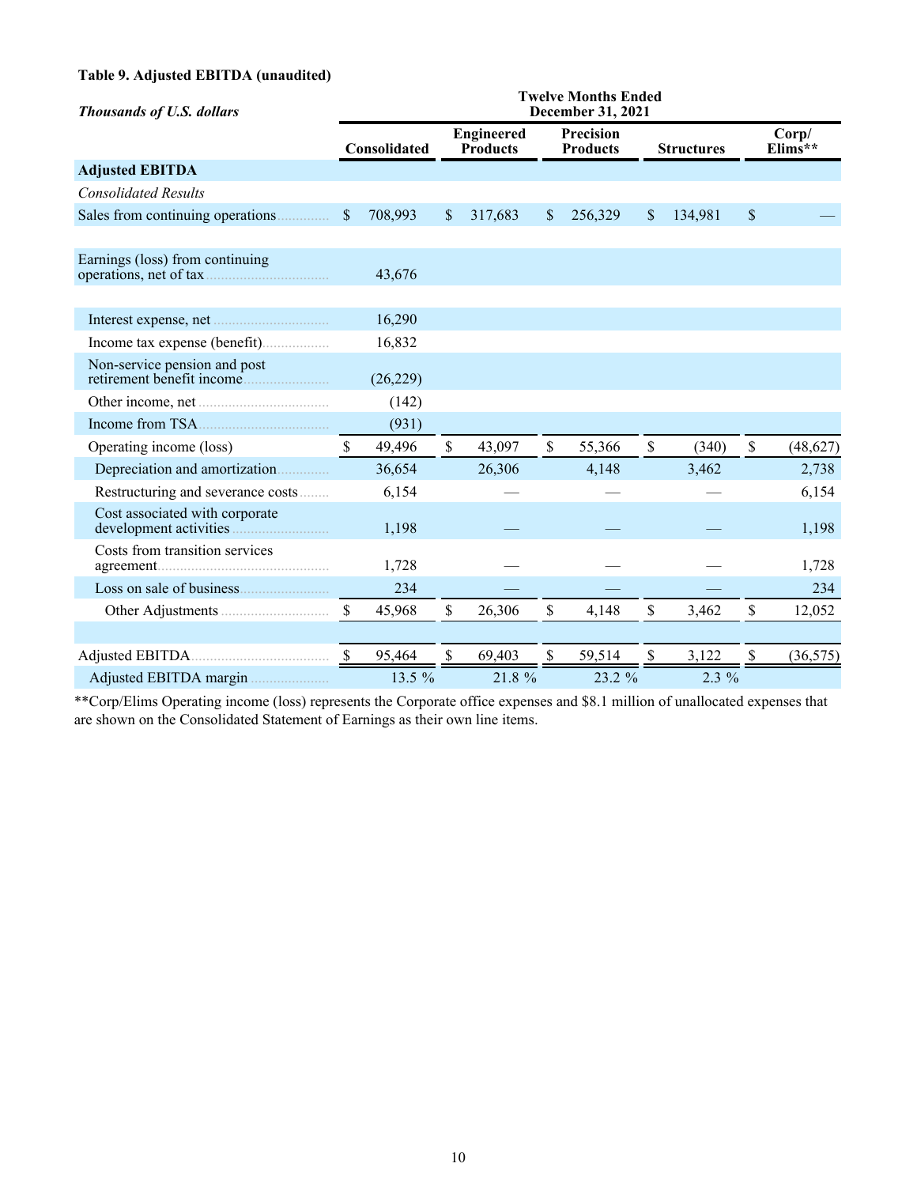**Table 9. Adjusted EBITDA (unaudited)**

| *Thousands of U.S. dollars* | Twelve Months Ended December 31, 2021 | | | | |
|---|---|---|---|---|---|
| | Consolidated | Engineered Products | Precision Products | Structures | Corp/ Elims** |
| **Adjusted EBITDA** | | | | | |
| *Consolidated Results* | | | | | |
| Sales from continuing operations | $ 708,993 | $ 317,683 | $ 256,329 | $ 134,981 | $ — |
| | | | | | |
| Earnings (loss) from continuing operations, net of tax | 43,676 | | | | |
| | | | | | |
| Interest expense, net | 16,290 | | | | |
| Income tax expense (benefit) | 16,832 | | | | |
| Non-service pension and post retirement benefit income | (26,229) | | | | |
| Other income, net | (142) | | | | |
| Income from TSA | (931) | | | | |
| Operating income (loss) | $ 49,496 | $ 43,097 | $ 55,366 | $ (340) | $ (48,627) |
| Depreciation and amortization | 36,654 | 26,306 | 4,148 | 3,462 | 2,738 |
| Restructuring and severance costs | 6,154 | — | — | — | 6,154 |
| Cost associated with corporate development activities | 1,198 | — | — | — | 1,198 |
| Costs from transition services agreement | 1,728 | — | — | — | 1,728 |
| Loss on sale of business | 234 | — | — | — | 234 |
| Other Adjustments | $ 45,968 | $ 26,306 | $ 4,148 | $ 3,462 | $ 12,052 |
| | | | | | |
| Adjusted EBITDA | $ 95,464 | $ 69,403 | $ 59,514 | $ 3,122 | $ (36,575) |
| Adjusted EBITDA margin | 13.5 % | 21.8 % | 23.2 % | 2.3 % | |

**Corp/Elims Operating income (loss) represents the Corporate office expenses and $8.1 million of unallocated expenses that are shown on the Consolidated Statement of Earnings as their own line items.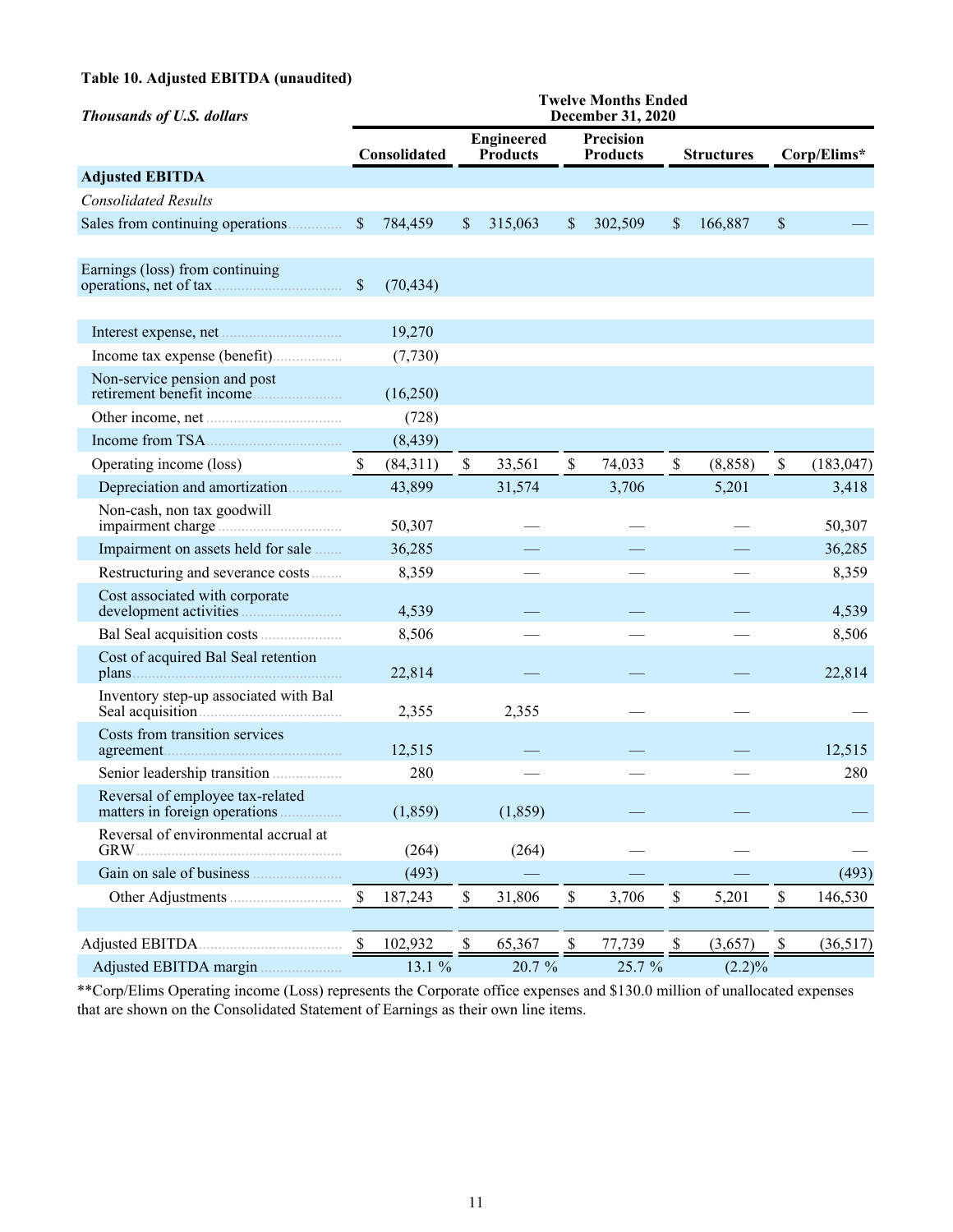**Table 10. Adjusted EBITDA (unaudited)**

| *Thousands of U.S. dollars* | Twelve Months Ended December 31, 2020 | | | | |
|---|---|---|---|---|---|
| | Consolidated | Engineered Products | Precision Products | Structures | Corp/Elims* |
| **Adjusted EBITDA** | | | | | |
| *Consolidated Results* | | | | | |
| Sales from continuing operations | $ 784,459 | $ 315,063 | $ 302,509 | $ 166,887 | $ — |
| | | | | | |
| Earnings (loss) from continuing operations, net of tax | $ (70,434) | | | | |
| | | | | | |
| Interest expense, net | 19,270 | | | | |
| Income tax expense (benefit) | (7,730) | | | | |
| Non-service pension and post retirement benefit income | (16,250) | | | | |
| Other income, net | (728) | | | | |
| Income from TSA | (8,439) | | | | |
| Operating income (loss) | $ (84,311) | $ 33,561 | $ 74,033 | $ (8,858) | $ (183,047) |
| Depreciation and amortization | 43,899 | 31,574 | 3,706 | 5,201 | 3,418 |
| Non-cash, non tax goodwill impairment charge | 50,307 | — | — | — | 50,307 |
| Impairment on assets held for sale | 36,285 | — | — | — | 36,285 |
| Restructuring and severance costs | 8,359 | — | — | — | 8,359 |
| Cost associated with corporate development activities | 4,539 | — | — | — | 4,539 |
| Bal Seal acquisition costs | 8,506 | — | — | — | 8,506 |
| Cost of acquired Bal Seal retention plans | 22,814 | — | — | — | 22,814 |
| Inventory step-up associated with Bal Seal acquisition | 2,355 | 2,355 | — | — | — |
| Costs from transition services agreement | 12,515 | — | — | — | 12,515 |
| Senior leadership transition | 280 | — | — | — | 280 |
| Reversal of employee tax-related matters in foreign operations | (1,859) | (1,859) | — | — | — |
| Reversal of environmental accrual at GRW | (264) | (264) | — | — | — |
| Gain on sale of business | (493) | — | — | — | (493) |
| Other Adjustments | $ 187,243 | $ 31,806 | $ 3,706 | $ 5,201 | $ 146,530 |
| | | | | | |
| Adjusted EBITDA | $ 102,932 | $ 65,367 | $ 77,739 | $ (3,657) | $ (36,517) |
| Adjusted EBITDA margin | 13.1 % | 20.7 % | 25.7 % | (2.2)% | |

**Corp/Elims Operating income (Loss) represents the Corporate office expenses and $130.0 million of unallocated expenses that are shown on the Consolidated Statement of Earnings as their own line items.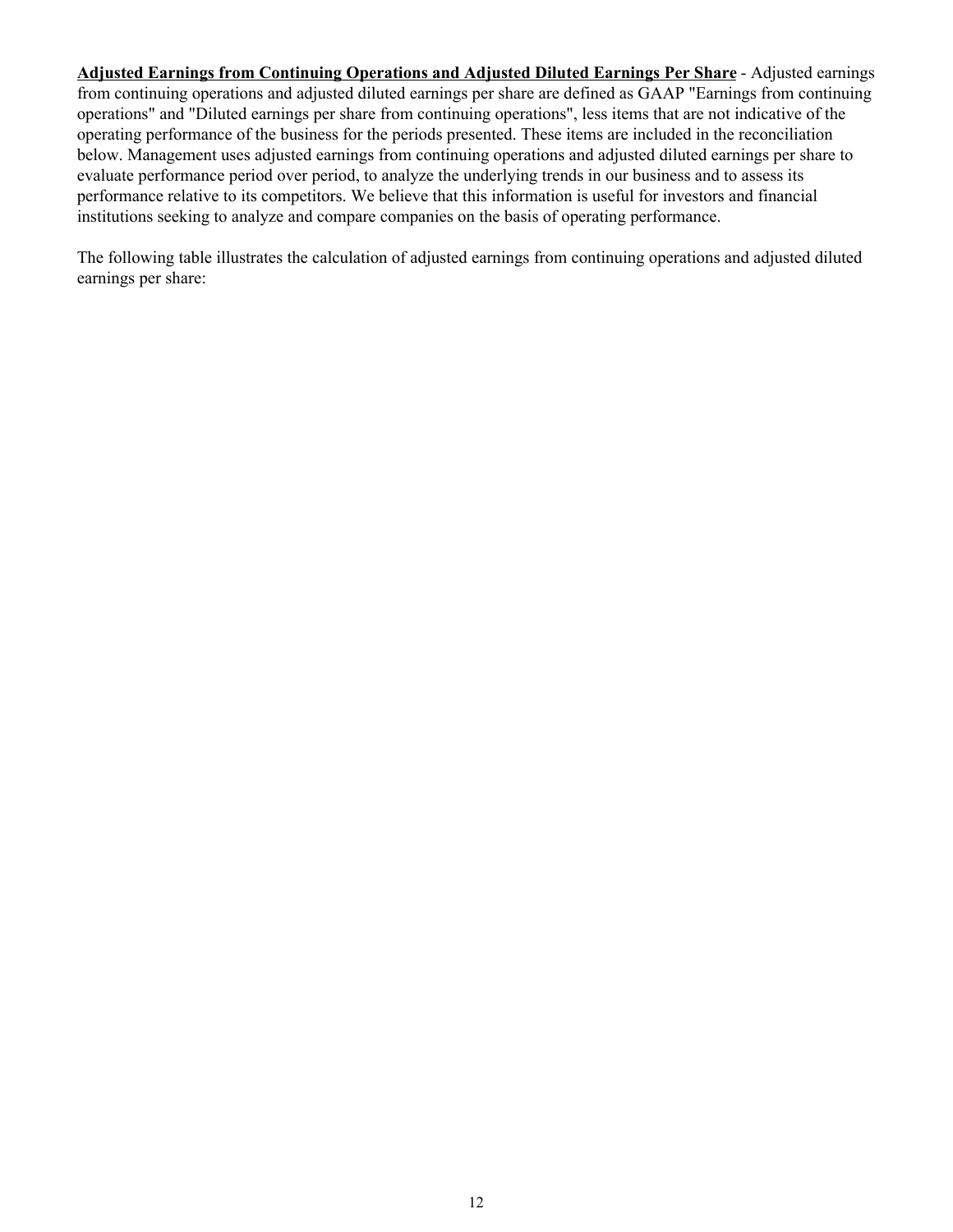**<u>Adjusted Earnings from Continuing Operations and Adjusted Diluted Earnings Per Share</u>** - Adjusted earnings from continuing operations and adjusted diluted earnings per share are defined as GAAP "Earnings from continuing operations" and "Diluted earnings per share from continuing operations", less items that are not indicative of the operating performance of the business for the periods presented. These items are included in the reconciliation below. Management uses adjusted earnings from continuing operations and adjusted diluted earnings per share to evaluate performance period over period, to analyze the underlying trends in our business and to assess its performance relative to its competitors. We believe that this information is useful for investors and financial institutions seeking to analyze and compare companies on the basis of operating performance.

The following table illustrates the calculation of adjusted earnings from continuing operations and adjusted diluted earnings per share: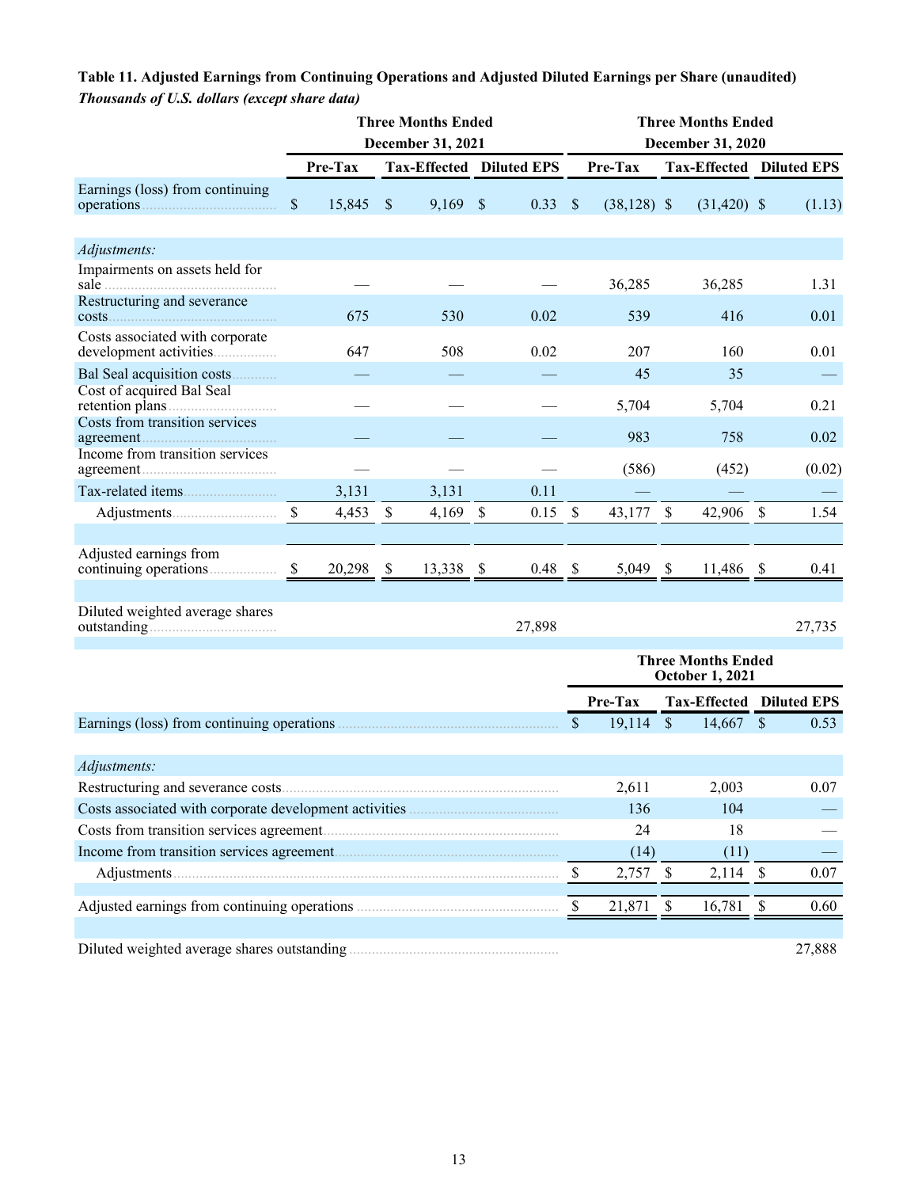**Table 11. Adjusted Earnings from Continuing Operations and Adjusted Diluted Earnings per Share (unaudited)**

***Thousands of U.S. dollars (except share data)***

| | Three Months Ended December 31, 2021 | | | Three Months Ended December 31, 2020 | | |
|---|---|---|---|---|---|---|
| | Pre-Tax | Tax-Effected | Diluted EPS | Pre-Tax | Tax-Effected | Diluted EPS |
| Earnings (loss) from continuing operations | $ 15,845 | $ 9,169 | $ 0.33 | $ (38,128) | $ (31,420) | $ (1.13) |
| *Adjustments:* | | | | | | |
| Impairments on assets held for sale | — | — | — | 36,285 | 36,285 | 1.31 |
| Restructuring and severance costs | 675 | 530 | 0.02 | 539 | 416 | 0.01 |
| Costs associated with corporate development activities | 647 | 508 | 0.02 | 207 | 160 | 0.01 |
| Bal Seal acquisition costs | — | — | — | 45 | 35 | — |
| Cost of acquired Bal Seal retention plans | — | — | — | 5,704 | 5,704 | 0.21 |
| Costs from transition services agreement | — | — | — | 983 | 758 | 0.02 |
| Income from transition services agreement | — | — | — | (586) | (452) | (0.02) |
| Tax-related items | 3,131 | 3,131 | 0.11 | — | — | — |
| Adjustments | $ 4,453 | $ 4,169 | $ 0.15 | $ 43,177 | $ 42,906 | $ 1.54 |
| Adjusted earnings from continuing operations | $ 20,298 | $ 13,338 | $ 0.48 | $ 5,049 | $ 11,486 | $ 0.41 |
| Diluted weighted average shares outstanding | | | 27,898 | | | 27,735 |

| | Three Months Ended October 1, 2021 | | |
|---|---|---|---|
| | Pre-Tax | Tax-Effected | Diluted EPS |
| Earnings (loss) from continuing operations | $ 19,114 | $ 14,667 | $ 0.53 |
| *Adjustments:* | | | |
| Restructuring and severance costs | 2,611 | 2,003 | 0.07 |
| Costs associated with corporate development activities | 136 | 104 | — |
| Costs from transition services agreement | 24 | 18 | — |
| Income from transition services agreement | (14) | (11) | — |
| Adjustments | $ 2,757 | $ 2,114 | $ 0.07 |
| Adjusted earnings from continuing operations | $ 21,871 | $ 16,781 | $ 0.60 |
| Diluted weighted average shares outstanding | | | 27,888 |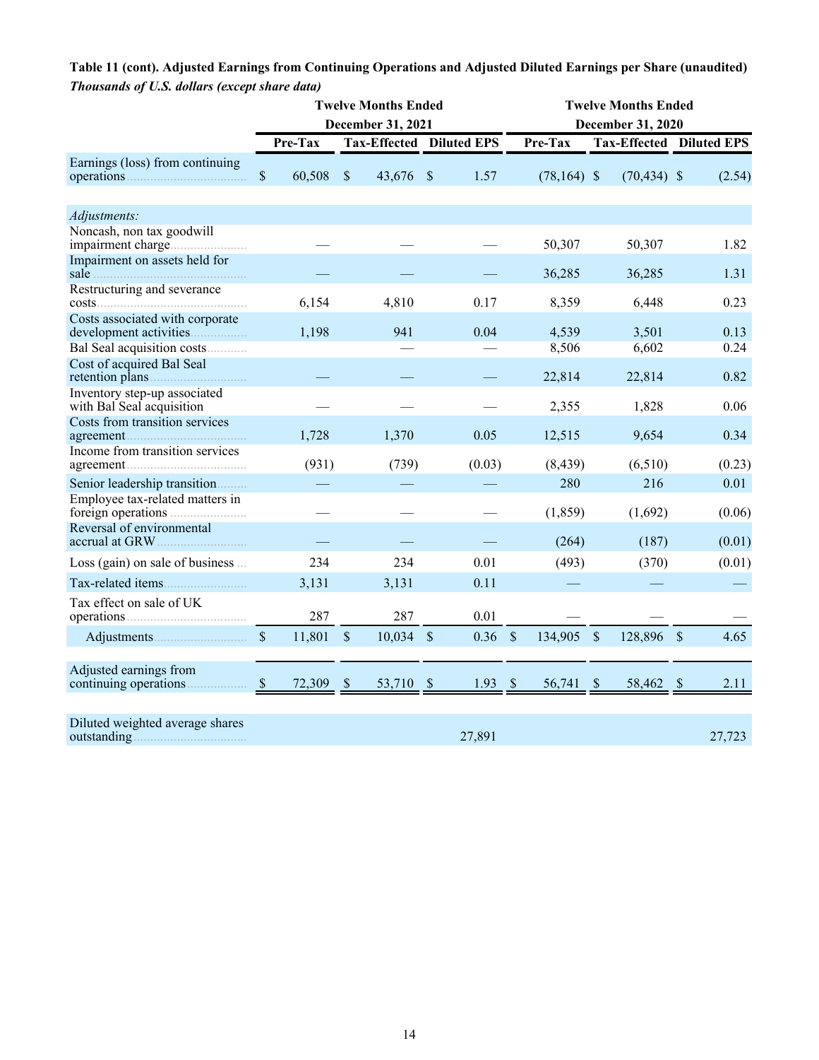**Table 11 (cont). Adjusted Earnings from Continuing Operations and Adjusted Diluted Earnings per Share (unaudited)**

***Thousands of U.S. dollars (except share data)***

| | Twelve Months Ended December 31, 2021 | | | Twelve Months Ended December 31, 2020 | | |
|---|---|---|---|---|---|---|
| | **Pre-Tax** | **Tax-Effected** | **Diluted EPS** | **Pre-Tax** | **Tax-Effected** | **Diluted EPS** |
| Earnings (loss) from continuing operations | $ 60,508 | $ 43,676 | $ 1.57 | (78,164) | $ (70,434) | $ (2.54) |
| *Adjustments:* | | | | | | |
| Noncash, non tax goodwill impairment charge | — | — | — | 50,307 | 50,307 | 1.82 |
| Impairment on assets held for sale | — | — | — | 36,285 | 36,285 | 1.31 |
| Restructuring and severance costs | 6,154 | 4,810 | 0.17 | 8,359 | 6,448 | 0.23 |
| Costs associated with corporate development activities | 1,198 | 941 | 0.04 | 4,539 | 3,501 | 0.13 |
| Bal Seal acquisition costs | | — | — | 8,506 | 6,602 | 0.24 |
| Cost of acquired Bal Seal retention plans | — | — | — | 22,814 | 22,814 | 0.82 |
| Inventory step-up associated with Bal Seal acquisition | — | — | — | 2,355 | 1,828 | 0.06 |
| Costs from transition services agreement | 1,728 | 1,370 | 0.05 | 12,515 | 9,654 | 0.34 |
| Income from transition services agreement | (931) | (739) | (0.03) | (8,439) | (6,510) | (0.23) |
| Senior leadership transition | — | — | — | 280 | 216 | 0.01 |
| Employee tax-related matters in foreign operations | — | — | — | (1,859) | (1,692) | (0.06) |
| Reversal of environmental accrual at GRW | — | — | — | (264) | (187) | (0.01) |
| Loss (gain) on sale of business | 234 | 234 | 0.01 | (493) | (370) | (0.01) |
| Tax-related items | 3,131 | 3,131 | 0.11 | — | — | — |
| Tax effect on sale of UK operations | 287 | 287 | 0.01 | — | — | — |
| Adjustments | $ 11,801 | $ 10,034 | $ 0.36 | $ 134,905 | $ 128,896 | $ 4.65 |
| Adjusted earnings from continuing operations | $ 72,309 | $ 53,710 | $ 1.93 | $ 56,741 | $ 58,462 | $ 2.11 |
| Diluted weighted average shares outstanding | | | 27,891 | | | 27,723 |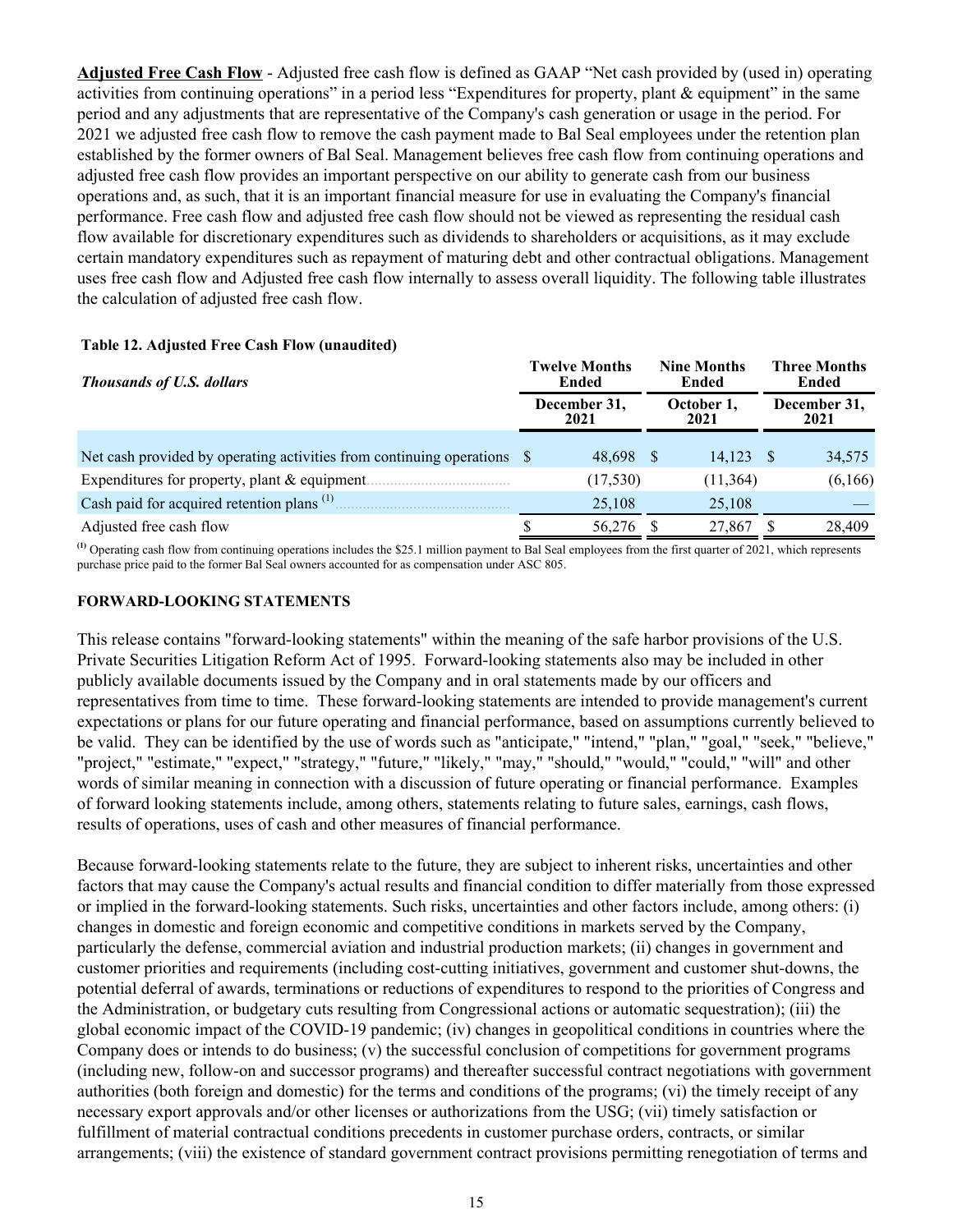**Adjusted Free Cash Flow** - Adjusted free cash flow is defined as GAAP "Net cash provided by (used in) operating activities from continuing operations" in a period less "Expenditures for property, plant & equipment" in the same period and any adjustments that are representative of the Company's cash generation or usage in the period. For 2021 we adjusted free cash flow to remove the cash payment made to Bal Seal employees under the retention plan established by the former owners of Bal Seal. Management believes free cash flow from continuing operations and adjusted free cash flow provides an important perspective on our ability to generate cash from our business operations and, as such, that it is an important financial measure for use in evaluating the Company's financial performance. Free cash flow and adjusted free cash flow should not be viewed as representing the residual cash flow available for discretionary expenditures such as dividends to shareholders or acquisitions, as it may exclude certain mandatory expenditures such as repayment of maturing debt and other contractual obligations. Management uses free cash flow and Adjusted free cash flow internally to assess overall liquidity. The following table illustrates the calculation of adjusted free cash flow.

**Table 12. Adjusted Free Cash Flow (unaudited)**

| *Thousands of U.S. dollars* | Twelve Months Ended December 31, 2021 | Nine Months Ended October 1, 2021 | Three Months Ended December 31, 2021 |
|---|---|---|---|
| Net cash provided by operating activities from continuing operations | $ 48,698 | $ 14,123 | $ 34,575 |
| Expenditures for property, plant & equipment | (17,530) | (11,364) | (6,166) |
| Cash paid for acquired retention plans [(1)] | 25,108 | 25,108 | — |
| Adjusted free cash flow | $ 56,276 | $ 27,867 | $ 28,409 |

[(1)] Operating cash flow from continuing operations includes the $25.1 million payment to Bal Seal employees from the first quarter of 2021, which represents purchase price paid to the former Bal Seal owners accounted for as compensation under ASC 805.

**FORWARD-LOOKING STATEMENTS**

This release contains "forward-looking statements" within the meaning of the safe harbor provisions of the U.S. Private Securities Litigation Reform Act of 1995. Forward-looking statements also may be included in other publicly available documents issued by the Company and in oral statements made by our officers and representatives from time to time. These forward-looking statements are intended to provide management's current expectations or plans for our future operating and financial performance, based on assumptions currently believed to be valid. They can be identified by the use of words such as "anticipate," "intend," "plan," "goal," "seek," "believe," "project," "estimate," "expect," "strategy," "future," "likely," "may," "should," "would," "could," "will" and other words of similar meaning in connection with a discussion of future operating or financial performance. Examples of forward looking statements include, among others, statements relating to future sales, earnings, cash flows, results of operations, uses of cash and other measures of financial performance.

Because forward-looking statements relate to the future, they are subject to inherent risks, uncertainties and other factors that may cause the Company's actual results and financial condition to differ materially from those expressed or implied in the forward-looking statements. Such risks, uncertainties and other factors include, among others: (i) changes in domestic and foreign economic and competitive conditions in markets served by the Company, particularly the defense, commercial aviation and industrial production markets; (ii) changes in government and customer priorities and requirements (including cost-cutting initiatives, government and customer shut-downs, the potential deferral of awards, terminations or reductions of expenditures to respond to the priorities of Congress and the Administration, or budgetary cuts resulting from Congressional actions or automatic sequestration); (iii) the global economic impact of the COVID-19 pandemic; (iv) changes in geopolitical conditions in countries where the Company does or intends to do business; (v) the successful conclusion of competitions for government programs (including new, follow-on and successor programs) and thereafter successful contract negotiations with government authorities (both foreign and domestic) for the terms and conditions of the programs; (vi) the timely receipt of any necessary export approvals and/or other licenses or authorizations from the USG; (vii) timely satisfaction or fulfillment of material contractual conditions precedents in customer purchase orders, contracts, or similar arrangements; (viii) the existence of standard government contract provisions permitting renegotiation of terms and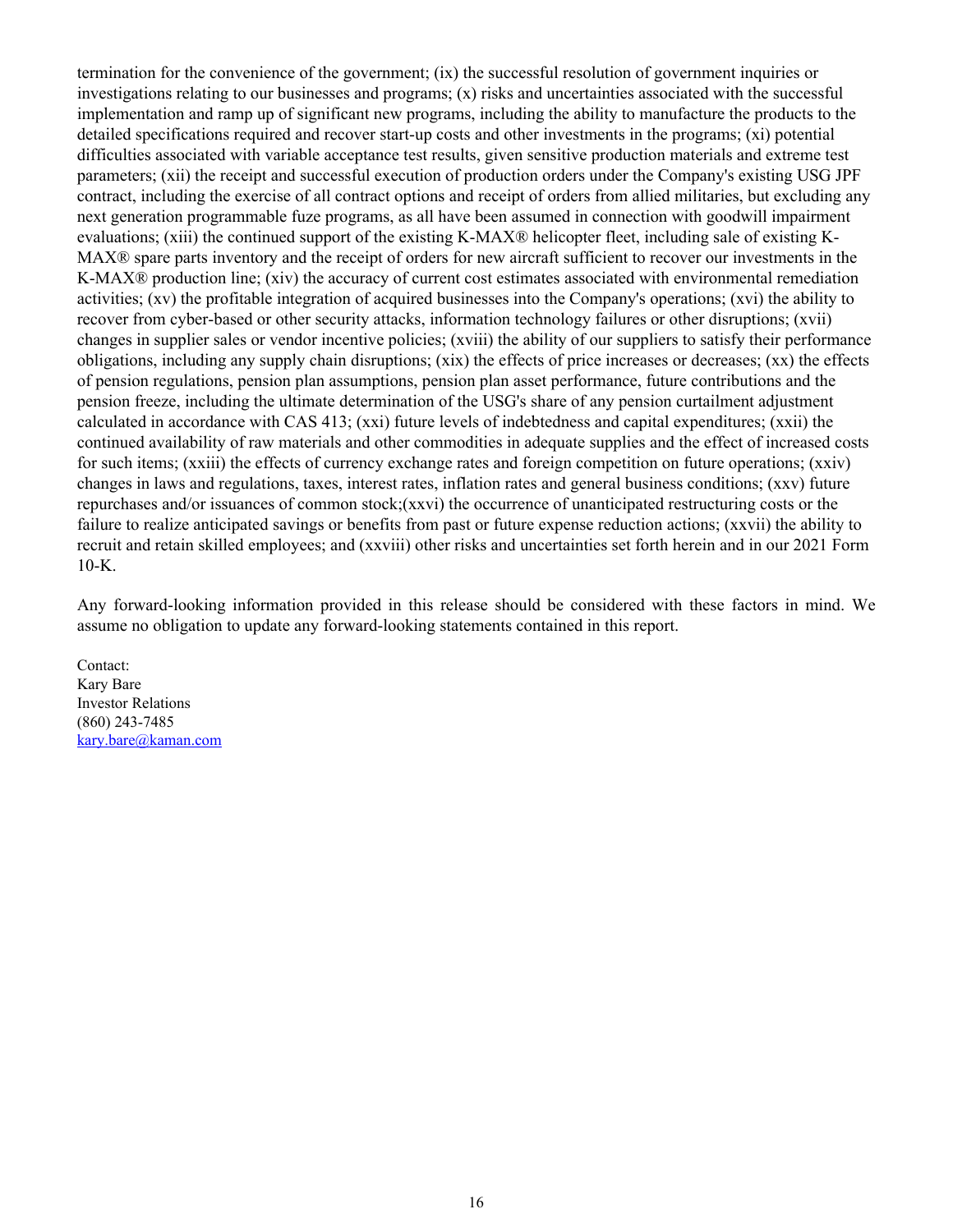termination for the convenience of the government; (ix) the successful resolution of government inquiries or investigations relating to our businesses and programs; (x) risks and uncertainties associated with the successful implementation and ramp up of significant new programs, including the ability to manufacture the products to the detailed specifications required and recover start-up costs and other investments in the programs; (xi) potential difficulties associated with variable acceptance test results, given sensitive production materials and extreme test parameters; (xii) the receipt and successful execution of production orders under the Company's existing USG JPF contract, including the exercise of all contract options and receipt of orders from allied militaries, but excluding any next generation programmable fuze programs, as all have been assumed in connection with goodwill impairment evaluations; (xiii) the continued support of the existing K-MAX® helicopter fleet, including sale of existing K-MAX® spare parts inventory and the receipt of orders for new aircraft sufficient to recover our investments in the K-MAX® production line; (xiv) the accuracy of current cost estimates associated with environmental remediation activities; (xv) the profitable integration of acquired businesses into the Company's operations; (xvi) the ability to recover from cyber-based or other security attacks, information technology failures or other disruptions; (xvii) changes in supplier sales or vendor incentive policies; (xviii) the ability of our suppliers to satisfy their performance obligations, including any supply chain disruptions; (xix) the effects of price increases or decreases; (xx) the effects of pension regulations, pension plan assumptions, pension plan asset performance, future contributions and the pension freeze, including the ultimate determination of the USG's share of any pension curtailment adjustment calculated in accordance with CAS 413; (xxi) future levels of indebtedness and capital expenditures; (xxii) the continued availability of raw materials and other commodities in adequate supplies and the effect of increased costs for such items; (xxiii) the effects of currency exchange rates and foreign competition on future operations; (xxiv) changes in laws and regulations, taxes, interest rates, inflation rates and general business conditions; (xxv) future repurchases and/or issuances of common stock;(xxvi) the occurrence of unanticipated restructuring costs or the failure to realize anticipated savings or benefits from past or future expense reduction actions; (xxvii) the ability to recruit and retain skilled employees; and (xxviii) other risks and uncertainties set forth herein and in our 2021 Form 10-K.

Any forward-looking information provided in this release should be considered with these factors in mind. We assume no obligation to update any forward-looking statements contained in this report.

Contact:
Kary Bare
Investor Relations
(860) 243-7485
kary.bare@kaman.com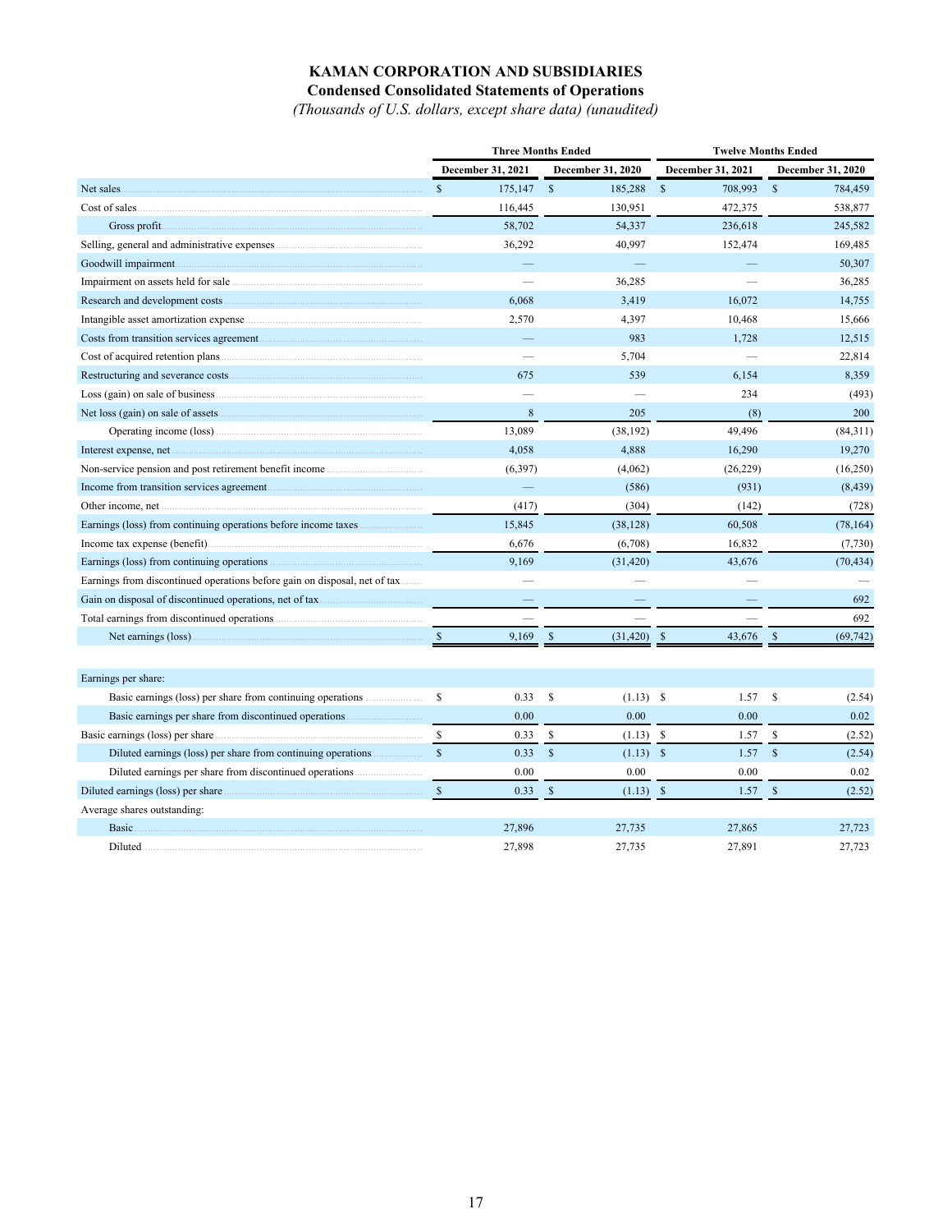# KAMAN CORPORATION AND SUBSIDIARIES

## Condensed Consolidated Statements of Operations

*(Thousands of U.S. dollars, except share data) (unaudited)*

| | Three Months Ended | | Twelve Months Ended | |
|---|---|---|---|---|
| | December 31, 2021 | December 31, 2020 | December 31, 2021 | December 31, 2020 |
| Net sales | $ 175,147 | $ 185,288 | $ 708,993 | $ 784,459 |
| Cost of sales | 116,445 | 130,951 | 472,375 | 538,877 |
| Gross profit | 58,702 | 54,337 | 236,618 | 245,582 |
| Selling, general and administrative expenses | 36,292 | 40,997 | 152,474 | 169,485 |
| Goodwill impairment | — | — | — | 50,307 |
| Impairment on assets held for sale | — | 36,285 | — | 36,285 |
| Research and development costs | 6,068 | 3,419 | 16,072 | 14,755 |
| Intangible asset amortization expense | 2,570 | 4,397 | 10,468 | 15,666 |
| Costs from transition services agreement | — | 983 | 1,728 | 12,515 |
| Cost of acquired retention plans | — | 5,704 | — | 22,814 |
| Restructuring and severance costs | 675 | 539 | 6,154 | 8,359 |
| Loss (gain) on sale of business | — | — | 234 | (493) |
| Net loss (gain) on sale of assets | 8 | 205 | (8) | 200 |
| Operating income (loss) | 13,089 | (38,192) | 49,496 | (84,311) |
| Interest expense, net | 4,058 | 4,888 | 16,290 | 19,270 |
| Non-service pension and post retirement benefit income | (6,397) | (4,062) | (26,229) | (16,250) |
| Income from transition services agreement | — | (586) | (931) | (8,439) |
| Other income, net | (417) | (304) | (142) | (728) |
| Earnings (loss) from continuing operations before income taxes | 15,845 | (38,128) | 60,508 | (78,164) |
| Income tax expense (benefit) | 6,676 | (6,708) | 16,832 | (7,730) |
| Earnings (loss) from continuing operations | 9,169 | (31,420) | 43,676 | (70,434) |
| Earnings from discontinued operations before gain on disposal, net of tax | — | — | — | — |
| Gain on disposal of discontinued operations, net of tax | — | — | — | 692 |
| Total earnings from discontinued operations | — | — | — | 692 |
| Net earnings (loss) | $ 9,169 | $ (31,420) | $ 43,676 | $ (69,742) |
| | | | | |
| Earnings per share: | | | | |
| Basic earnings (loss) per share from continuing operations | $ 0.33 | $ (1.13) | $ 1.57 | $ (2.54) |
| Basic earnings per share from discontinued operations | 0.00 | 0.00 | 0.00 | 0.02 |
| Basic earnings (loss) per share | $ 0.33 | $ (1.13) | $ 1.57 | $ (2.52) |
| Diluted earnings (loss) per share from continuing operations | $ 0.33 | $ (1.13) | $ 1.57 | $ (2.54) |
| Diluted earnings per share from discontinued operations | 0.00 | 0.00 | 0.00 | 0.02 |
| Diluted earnings (loss) per share | $ 0.33 | $ (1.13) | $ 1.57 | $ (2.52) |
| Average shares outstanding: | | | | |
| Basic | 27,896 | 27,735 | 27,865 | 27,723 |
| Diluted | 27,898 | 27,735 | 27,891 | 27,723 |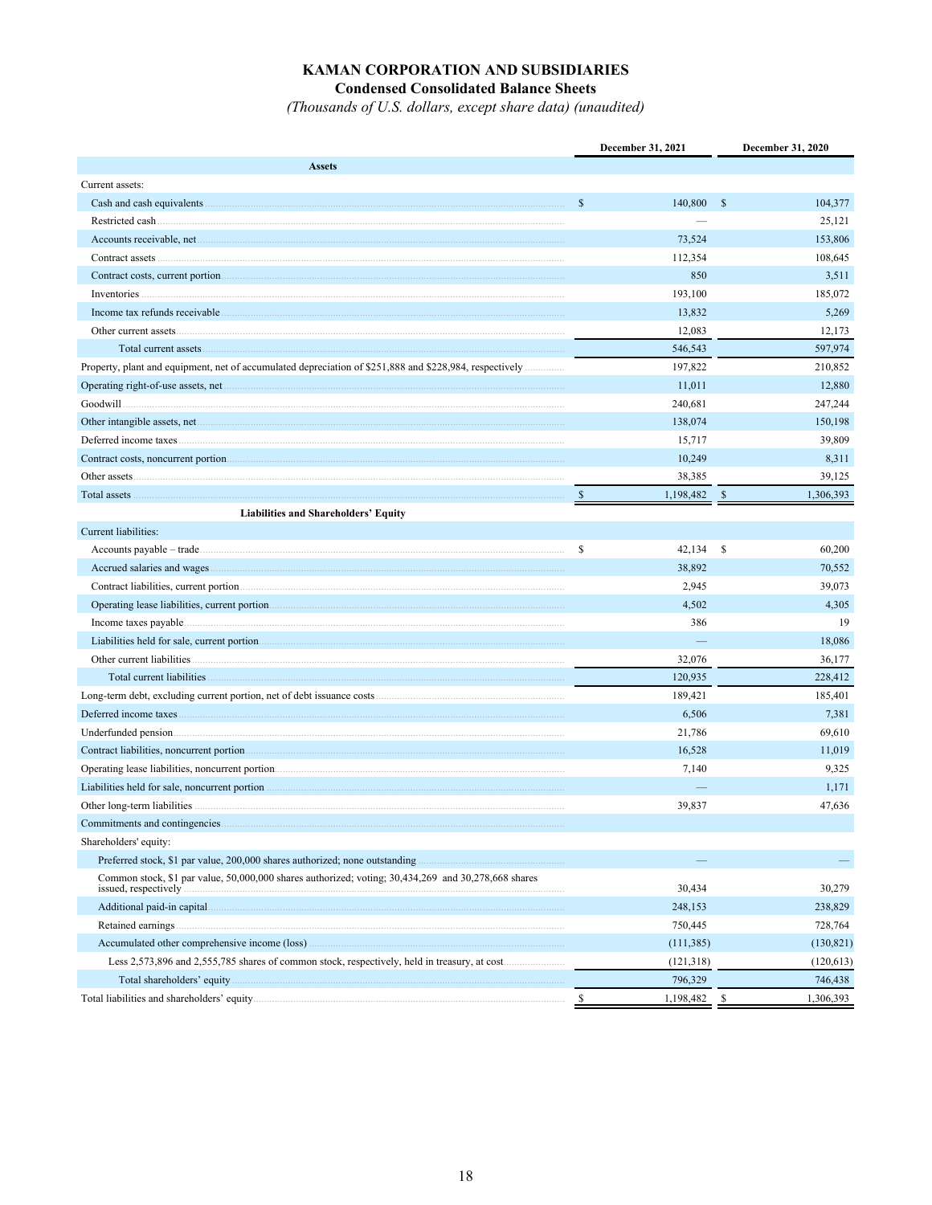# KAMAN CORPORATION AND SUBSIDIARIES

## Condensed Consolidated Balance Sheets

*(Thousands of U.S. dollars, except share data) (unaudited)*

| | December 31, 2021 | December 31, 2020 |
|---|---|---|
| **Assets** | | |
| Current assets: | | |
| Cash and cash equivalents | $ 140,800 | $ 104,377 |
| Restricted cash | — | 25,121 |
| Accounts receivable, net | 73,524 | 153,806 |
| Contract assets | 112,354 | 108,645 |
| Contract costs, current portion | 850 | 3,511 |
| Inventories | 193,100 | 185,072 |
| Income tax refunds receivable | 13,832 | 5,269 |
| Other current assets | 12,083 | 12,173 |
| Total current assets | 546,543 | 597,974 |
| Property, plant and equipment, net of accumulated depreciation of $251,888 and $228,984, respectively | 197,822 | 210,852 |
| Operating right-of-use assets, net | 11,011 | 12,880 |
| Goodwill | 240,681 | 247,244 |
| Other intangible assets, net | 138,074 | 150,198 |
| Deferred income taxes | 15,717 | 39,809 |
| Contract costs, noncurrent portion | 10,249 | 8,311 |
| Other assets | 38,385 | 39,125 |
| Total assets | $ 1,198,482 | $ 1,306,393 |
| **Liabilities and Shareholders' Equity** | | |
| Current liabilities: | | |
| Accounts payable – trade | $ 42,134 | $ 60,200 |
| Accrued salaries and wages | 38,892 | 70,552 |
| Contract liabilities, current portion | 2,945 | 39,073 |
| Operating lease liabilities, current portion | 4,502 | 4,305 |
| Income taxes payable | 386 | 19 |
| Liabilities held for sale, current portion | — | 18,086 |
| Other current liabilities | 32,076 | 36,177 |
| Total current liabilities | 120,935 | 228,412 |
| Long-term debt, excluding current portion, net of debt issuance costs | 189,421 | 185,401 |
| Deferred income taxes | 6,506 | 7,381 |
| Underfunded pension | 21,786 | 69,610 |
| Contract liabilities, noncurrent portion | 16,528 | 11,019 |
| Operating lease liabilities, noncurrent portion | 7,140 | 9,325 |
| Liabilities held for sale, noncurrent portion | — | 1,171 |
| Other long-term liabilities | 39,837 | 47,636 |
| Commitments and contingencies | | |
| Shareholders' equity: | | |
| Preferred stock, $1 par value, 200,000 shares authorized; none outstanding | — | — |
| Common stock, $1 par value, 50,000,000 shares authorized; voting; 30,434,269 and 30,278,668 shares issued, respectively | 30,434 | 30,279 |
| Additional paid-in capital | 248,153 | 238,829 |
| Retained earnings | 750,445 | 728,764 |
| Accumulated other comprehensive income (loss) | (111,385) | (130,821) |
| Less 2,573,896 and 2,555,785 shares of common stock, respectively, held in treasury, at cost | (121,318) | (120,613) |
| Total shareholders' equity | 796,329 | 746,438 |
| Total liabilities and shareholders' equity | $ 1,198,482 | $ 1,306,393 |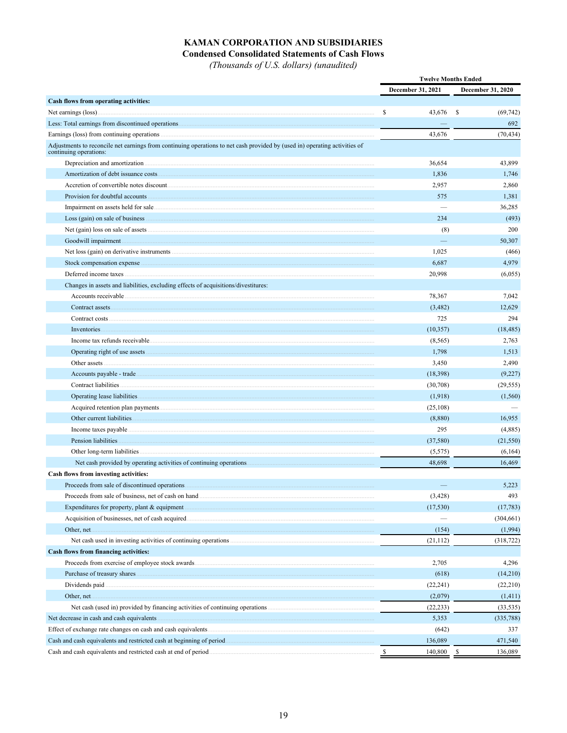# KAMAN CORPORATION AND SUBSIDIARIES

## Condensed Consolidated Statements of Cash Flows

*(Thousands of U.S. dollars) (unaudited)*

| | Twelve Months Ended | |
|---|---|---|
| | December 31, 2021 | December 31, 2020 |
| **Cash flows from operating activities:** | | |
| Net earnings (loss) | $ 43,676 | $ (69,742) |
| Less: Total earnings from discontinued operations | — | 692 |
| Earnings (loss) from continuing operations | 43,676 | (70,434) |
| Adjustments to reconcile net earnings from continuing operations to net cash provided by (used in) operating activities of continuing operations: | | |
| Depreciation and amortization | 36,654 | 43,899 |
| Amortization of debt issuance costs | 1,836 | 1,746 |
| Accretion of convertible notes discount | 2,957 | 2,860 |
| Provision for doubtful accounts | 575 | 1,381 |
| Impairment on assets held for sale | — | 36,285 |
| Loss (gain) on sale of business | 234 | (493) |
| Net (gain) loss on sale of assets | (8) | 200 |
| Goodwill impairment | — | 50,307 |
| Net loss (gain) on derivative instruments | 1,025 | (466) |
| Stock compensation expense | 6,687 | 4,979 |
| Deferred income taxes | 20,998 | (6,055) |
| Changes in assets and liabilities, excluding effects of acquisitions/divestitures: | | |
| Accounts receivable | 78,367 | 7,042 |
| Contract assets | (3,482) | 12,629 |
| Contract costs | 725 | 294 |
| Inventories | (10,357) | (18,485) |
| Income tax refunds receivable | (8,565) | 2,763 |
| Operating right of use assets | 1,798 | 1,513 |
| Other assets | 3,450 | 2,490 |
| Accounts payable - trade | (18,398) | (9,227) |
| Contract liabilities | (30,708) | (29,555) |
| Operating lease liabilities | (1,918) | (1,560) |
| Acquired retention plan payments | (25,108) | — |
| Other current liabilities | (8,880) | 16,955 |
| Income taxes payable | 295 | (4,885) |
| Pension liabilities | (37,580) | (21,550) |
| Other long-term liabilities | (5,575) | (6,164) |
| Net cash provided by operating activities of continuing operations | 48,698 | 16,469 |
| **Cash flows from investing activities:** | | |
| Proceeds from sale of discontinued operations | — | 5,223 |
| Proceeds from sale of business, net of cash on hand | (3,428) | 493 |
| Expenditures for property, plant & equipment | (17,530) | (17,783) |
| Acquisition of businesses, net of cash acquired | — | (304,661) |
| Other, net | (154) | (1,994) |
| Net cash used in investing activities of continuing operations | (21,112) | (318,722) |
| **Cash flows from financing activities:** | | |
| Proceeds from exercise of employee stock awards | 2,705 | 4,296 |
| Purchase of treasury shares | (618) | (14,210) |
| Dividends paid | (22,241) | (22,210) |
| Other, net | (2,079) | (1,411) |
| Net cash (used in) provided by financing activities of continuing operations | (22,233) | (33,535) |
| Net decrease in cash and cash equivalents | 5,353 | (335,788) |
| Effect of exchange rate changes on cash and cash equivalents | (642) | 337 |
| Cash and cash equivalents and restricted cash at beginning of period | 136,089 | 471,540 |
| Cash and cash equivalents and restricted cash at end of period | $ 140,800 | $ 136,089 |